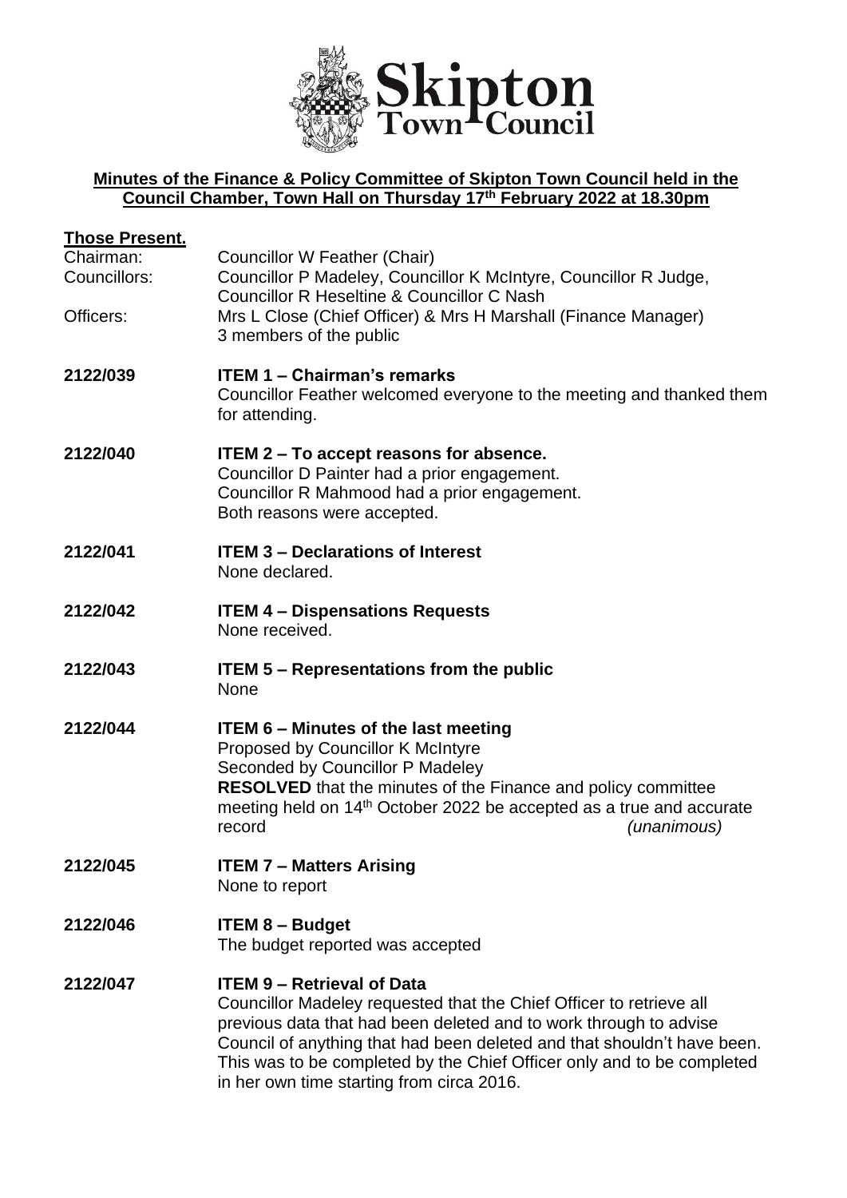**Skipton Town Council**

## Minutes of the Finance & Policy Committee of Skipton Town Council held in the Council Chamber, Town Hall on Thursday 17th February 2022 at 18.30pm

**Those Present.**

Chairman: Councillor W Feather (Chair)

Councillors: Councillor P Madeley, Councillor K McIntyre, Councillor R Judge, Councillor R Heseltine & Councillor C Nash

Officers: Mrs L Close (Chief Officer) & Mrs H Marshall (Finance Manager)
3 members of the public

**2122/039** **ITEM 1 – Chairman's remarks**
Councillor Feather welcomed everyone to the meeting and thanked them for attending.

**2122/040** **ITEM 2 – To accept reasons for absence.**
Councillor D Painter had a prior engagement.
Councillor R Mahmood had a prior engagement.
Both reasons were accepted.

**2122/041** **ITEM 3 – Declarations of Interest**
None declared.

**2122/042** **ITEM 4 – Dispensations Requests**
None received.

**2122/043** **ITEM 5 – Representations from the public**
None

**2122/044** **ITEM 6 – Minutes of the last meeting**
Proposed by Councillor K McIntyre
Seconded by Councillor P Madeley
**RESOLVED** that the minutes of the Finance and policy committee meeting held on 14th October 2022 be accepted as a true and accurate record *(unanimous)*

**2122/045** **ITEM 7 – Matters Arising**
None to report

**2122/046** **ITEM 8 – Budget**
The budget reported was accepted

**2122/047** **ITEM 9 – Retrieval of Data**
Councillor Madeley requested that the Chief Officer to retrieve all previous data that had been deleted and to work through to advise Council of anything that had been deleted and that shouldn't have been. This was to be completed by the Chief Officer only and to be completed in her own time starting from circa 2016.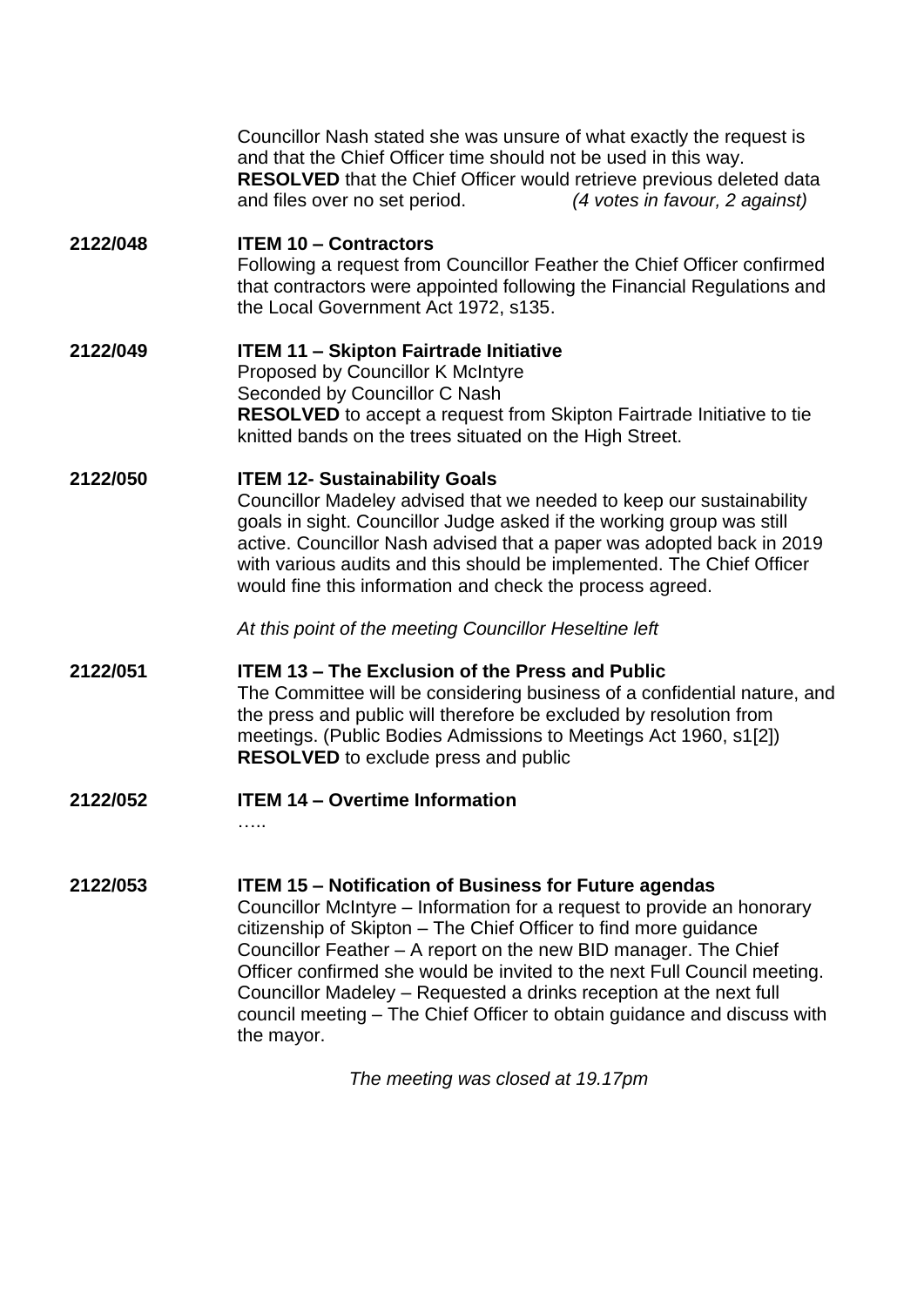Councillor Nash stated she was unsure of what exactly the request is and that the Chief Officer time should not be used in this way.
**RESOLVED** that the Chief Officer would retrieve previous deleted data and files over no set period. *(4 votes in favour, 2 against)*

**2122/048 ITEM 10 – Contractors**

Following a request from Councillor Feather the Chief Officer confirmed that contractors were appointed following the Financial Regulations and the Local Government Act 1972, s135.

**2122/049 ITEM 11 – Skipton Fairtrade Initiative**

Proposed by Councillor K McIntyre
Seconded by Councillor C Nash
**RESOLVED** to accept a request from Skipton Fairtrade Initiative to tie knitted bands on the trees situated on the High Street.

**2122/050 ITEM 12- Sustainability Goals**

Councillor Madeley advised that we needed to keep our sustainability goals in sight. Councillor Judge asked if the working group was still active. Councillor Nash advised that a paper was adopted back in 2019 with various audits and this should be implemented. The Chief Officer would fine this information and check the process agreed.

*At this point of the meeting Councillor Heseltine left*

**2122/051 ITEM 13 – The Exclusion of the Press and Public**

The Committee will be considering business of a confidential nature, and the press and public will therefore be excluded by resolution from meetings. (Public Bodies Admissions to Meetings Act 1960, s1[2])
**RESOLVED** to exclude press and public

**2122/052 ITEM 14 – Overtime Information**

…..

**2122/053 ITEM 15 – Notification of Business for Future agendas**

Councillor McIntyre – Information for a request to provide an honorary citizenship of Skipton – The Chief Officer to find more guidance
Councillor Feather – A report on the new BID manager. The Chief Officer confirmed she would be invited to the next Full Council meeting.
Councillor Madeley – Requested a drinks reception at the next full council meeting – The Chief Officer to obtain guidance and discuss with the mayor.

*The meeting was closed at 19.17pm*